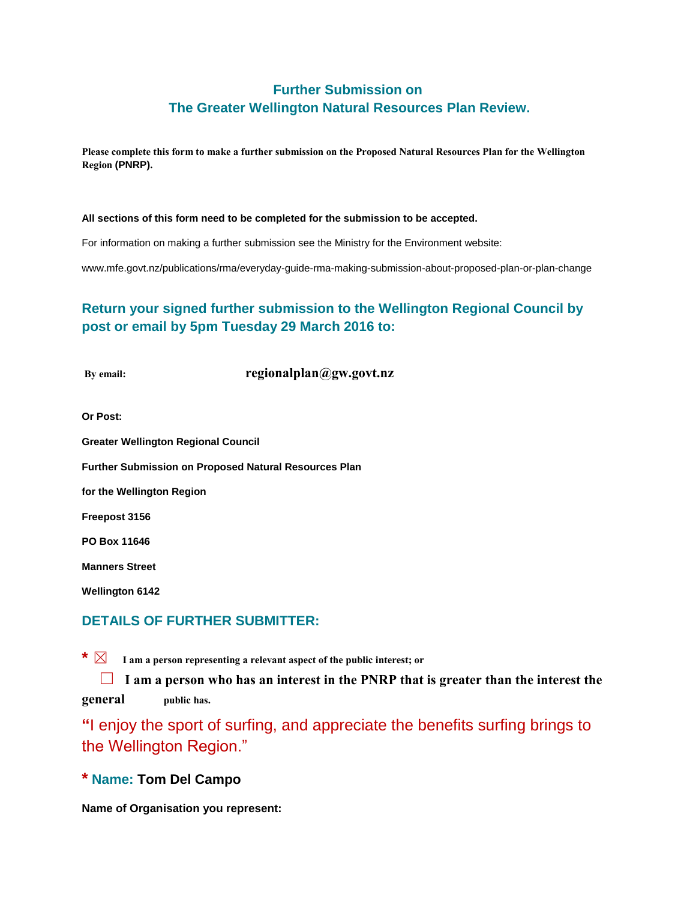# Further Submission on
# The Greater Wellington Natural Resources Plan Review.

**Please complete this form to make a further submission on the Proposed Natural Resources Plan for the Wellington Region (PNRP).**

**All sections of this form need to be completed for the submission to be accepted.**

For information on making a further submission see the Ministry for the Environment website:

www.mfe.govt.nz/publications/rma/everyday-guide-rma-making-submission-about-proposed-plan-or-plan-change

## Return your signed further submission to the Wellington Regional Council by post or email by 5pm Tuesday 29 March 2016 to:

**By email:** **regionalplan@gw.govt.nz**

**Or Post:**

**Greater Wellington Regional Council**

**Further Submission on Proposed Natural Resources Plan**

**for the Wellington Region**

**Freepost 3156**

**PO Box 11646**

**Manners Street**

**Wellington 6142**

## DETAILS OF FURTHER SUBMITTER:

* ☒ **I am a person representing a relevant aspect of the public interest; or**

☐ **I am a person who has an interest in the PNRP that is greater than the interest the general public has.**

"I enjoy the sport of surfing, and appreciate the benefits surfing brings to the Wellington Region."

**\* Name: Tom Del Campo**

**Name of Organisation you represent:**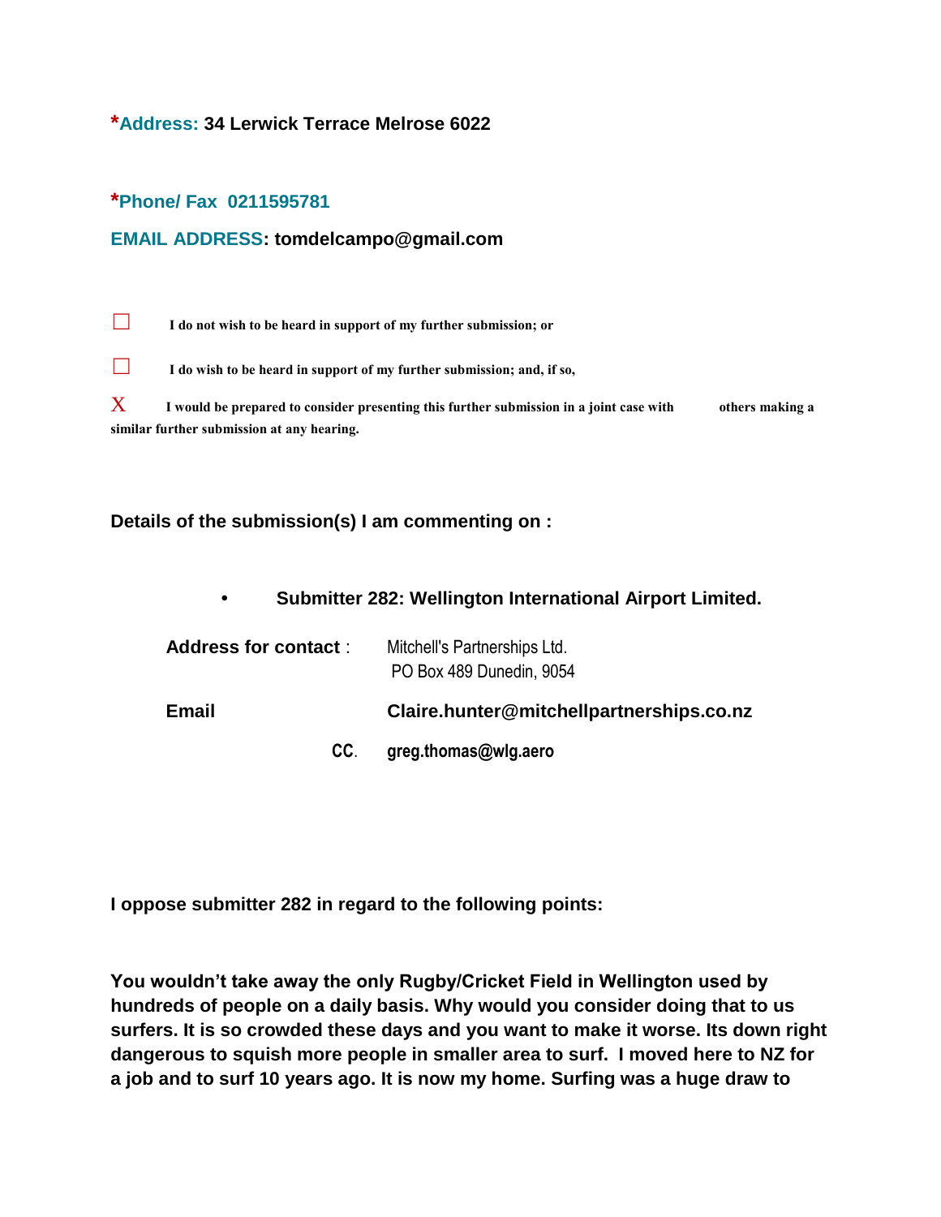***Address:** **34 Lerwick Terrace Melrose 6022**

***Phone/ Fax 0211595781**

**EMAIL ADDRESS: tomdelcampo@gmail.com**

☐ **I do not wish to be heard in support of my further submission; or**

☐ **I do wish to be heard in support of my further submission; and, if so,**

X **I would be prepared to consider presenting this further submission in a joint case with others making a similar further submission at any hearing.**

**Details of the submission(s) I am commenting on :**

- **Submitter 282: Wellington International Airport Limited.**

| | |
|---|---|
| **Address for contact** : | Mitchell's Partnerships Ltd.<br>PO Box 489 Dunedin, 9054 |
| **Email** | **Claire.hunter@mitchellpartnerships.co.nz** |
| **CC**. | **greg.thomas@wlg.aero** |

**I oppose submitter 282 in regard to the following points:**

**You wouldn't take away the only Rugby/Cricket Field in Wellington used by hundreds of people on a daily basis. Why would you consider doing that to us surfers. It is so crowded these days and you want to make it worse. Its down right dangerous to squish more people in smaller area to surf. I moved here to NZ for a job and to surf 10 years ago. It is now my home. Surfing was a huge draw to**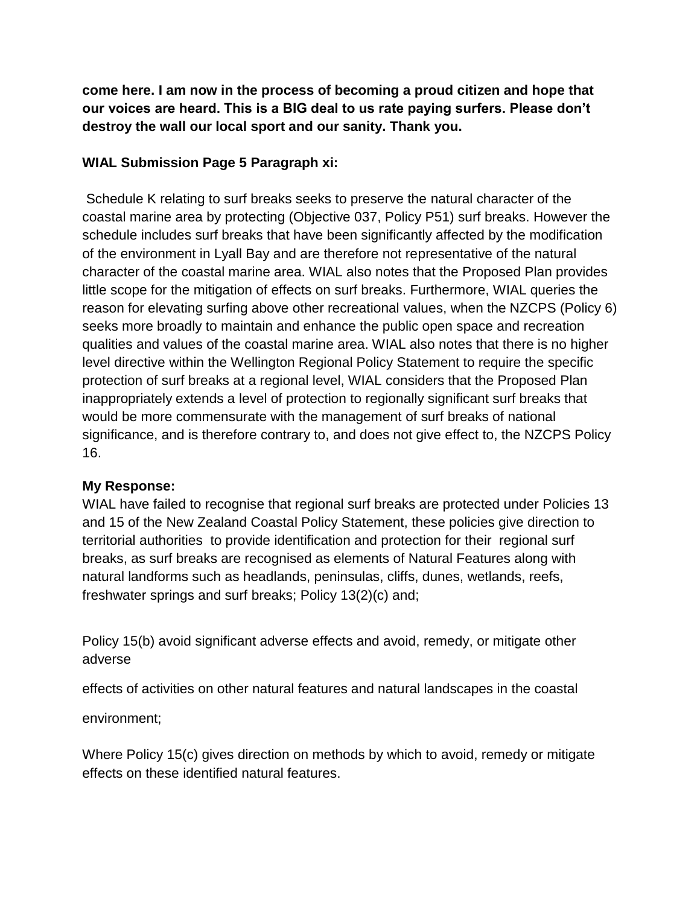**come here. I am now in the process of becoming a proud citizen and hope that our voices are heard. This is a BIG deal to us rate paying surfers. Please don't destroy the wall our local sport and our sanity. Thank you.**

**WIAL Submission Page 5 Paragraph xi:**

Schedule K relating to surf breaks seeks to preserve the natural character of the coastal marine area by protecting (Objective 037, Policy P51) surf breaks. However the schedule includes surf breaks that have been significantly affected by the modification of the environment in Lyall Bay and are therefore not representative of the natural character of the coastal marine area. WIAL also notes that the Proposed Plan provides little scope for the mitigation of effects on surf breaks. Furthermore, WIAL queries the reason for elevating surfing above other recreational values, when the NZCPS (Policy 6) seeks more broadly to maintain and enhance the public open space and recreation qualities and values of the coastal marine area. WIAL also notes that there is no higher level directive within the Wellington Regional Policy Statement to require the specific protection of surf breaks at a regional level, WIAL considers that the Proposed Plan inappropriately extends a level of protection to regionally significant surf breaks that would be more commensurate with the management of surf breaks of national significance, and is therefore contrary to, and does not give effect to, the NZCPS Policy 16.

**My Response:**

WIAL have failed to recognise that regional surf breaks are protected under Policies 13 and 15 of the New Zealand Coastal Policy Statement, these policies give direction to territorial authorities to provide identification and protection for their regional surf breaks, as surf breaks are recognised as elements of Natural Features along with natural landforms such as headlands, peninsulas, cliffs, dunes, wetlands, reefs, freshwater springs and surf breaks; Policy 13(2)(c) and;

Policy 15(b) avoid significant adverse effects and avoid, remedy, or mitigate other adverse

effects of activities on other natural features and natural landscapes in the coastal

environment;

Where Policy 15(c) gives direction on methods by which to avoid, remedy or mitigate effects on these identified natural features.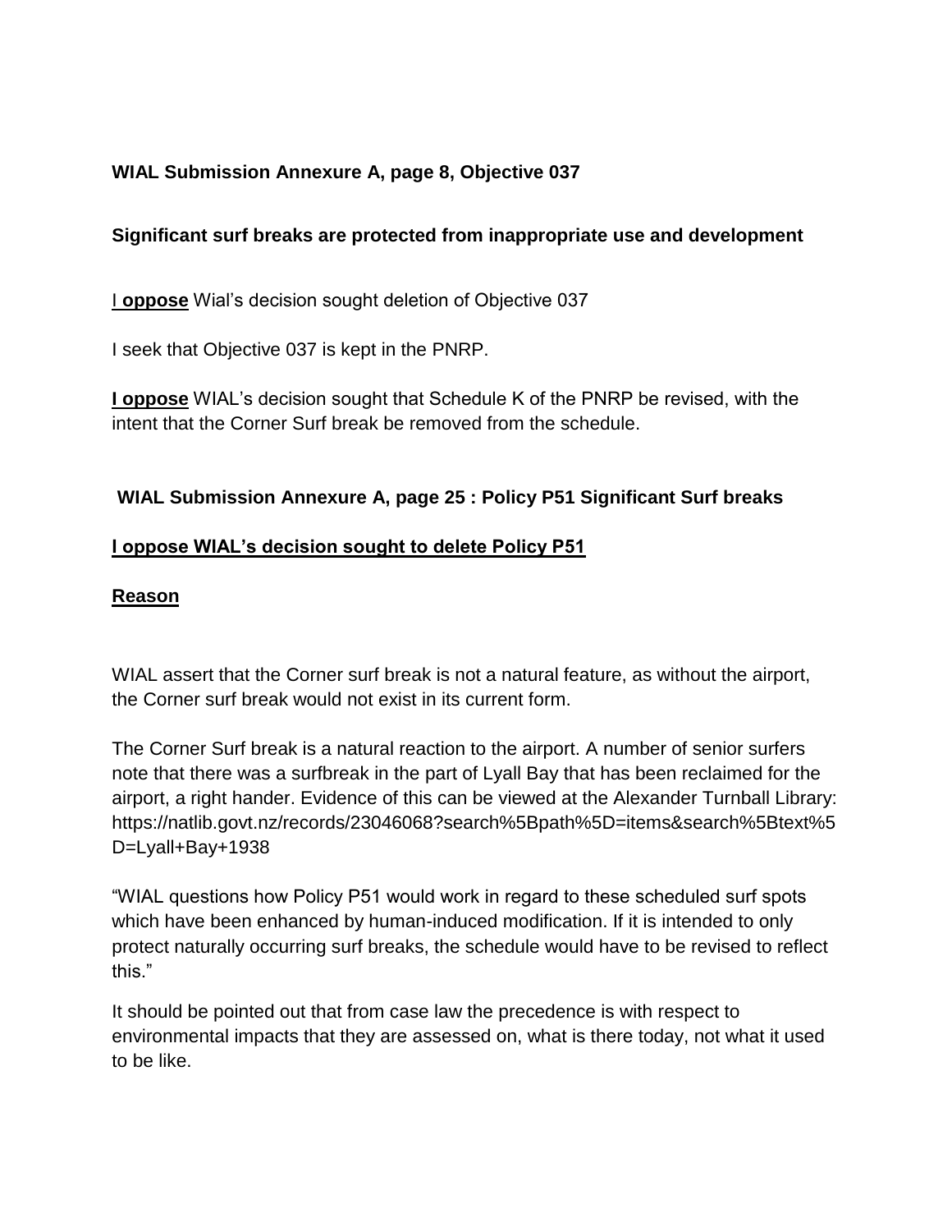**WIAL Submission Annexure A, page 8, Objective 037**

**Significant surf breaks are protected from inappropriate use and development**

I **oppose** Wial's decision sought deletion of Objective 037

I seek that Objective 037 is kept in the PNRP.

**I oppose** WIAL's decision sought that Schedule K of the PNRP be revised, with the intent that the Corner Surf break be removed from the schedule.

**WIAL Submission Annexure A, page 25 : Policy P51 Significant Surf breaks**

**I oppose WIAL's decision sought to delete Policy P51**

**Reason**

WIAL assert that the Corner surf break is not a natural feature, as without the airport, the Corner surf break would not exist in its current form.

The Corner Surf break is a natural reaction to the airport. A number of senior surfers note that there was a surfbreak in the part of Lyall Bay that has been reclaimed for the airport, a right hander. Evidence of this can be viewed at the Alexander Turnball Library: https://natlib.govt.nz/records/23046068?search%5Bpath%5D=items&search%5Btext%5D=Lyall+Bay+1938

"WIAL questions how Policy P51 would work in regard to these scheduled surf spots which have been enhanced by human-induced modification. If it is intended to only protect naturally occurring surf breaks, the schedule would have to be revised to reflect this."

It should be pointed out that from case law the precedence is with respect to environmental impacts that they are assessed on, what is there today, not what it used to be like.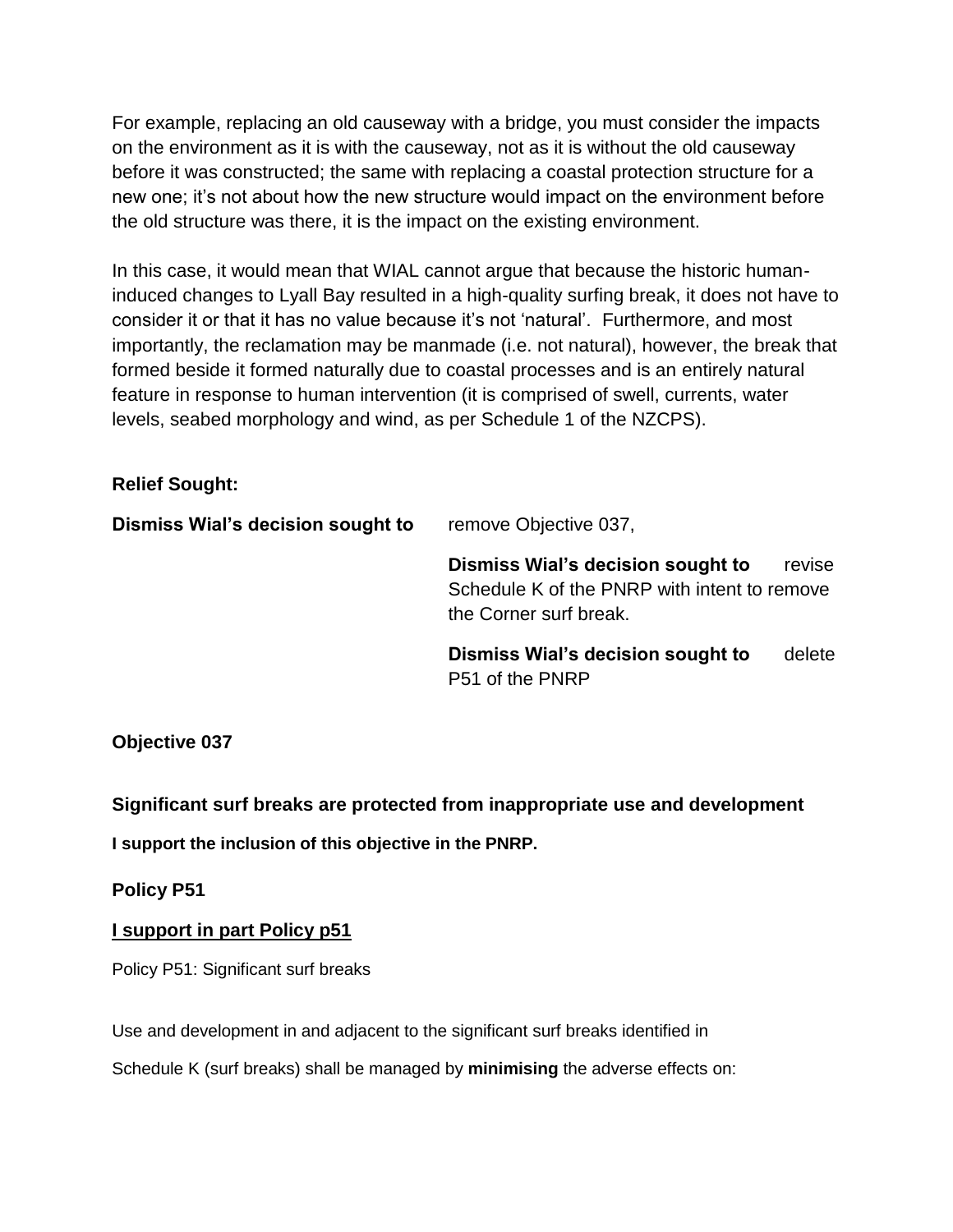For example, replacing an old causeway with a bridge, you must consider the impacts on the environment as it is with the causeway, not as it is without the old causeway before it was constructed; the same with replacing a coastal protection structure for a new one; it's not about how the new structure would impact on the environment before the old structure was there, it is the impact on the existing environment.

In this case, it would mean that WIAL cannot argue that because the historic human-induced changes to Lyall Bay resulted in a high-quality surfing break, it does not have to consider it or that it has no value because it's not 'natural'. Furthermore, and most importantly, the reclamation may be manmade (i.e. not natural), however, the break that formed beside it formed naturally due to coastal processes and is an entirely natural feature in response to human intervention (it is comprised of swell, currents, water levels, seabed morphology and wind, as per Schedule 1 of the NZCPS).

**Relief Sought:**

**Dismiss Wial's decision sought to** remove Objective 037,

**Dismiss Wial's decision sought to** revise Schedule K of the PNRP with intent to remove the Corner surf break.

**Dismiss Wial's decision sought to** delete P51 of the PNRP

**Objective 037**

**Significant surf breaks are protected from inappropriate use and development**

**I support the inclusion of this objective in the PNRP.**

**Policy P51**

**<u>I support in part Policy p51</u>**

Policy P51: Significant surf breaks

Use and development in and adjacent to the significant surf breaks identified in

Schedule K (surf breaks) shall be managed by **minimising** the adverse effects on: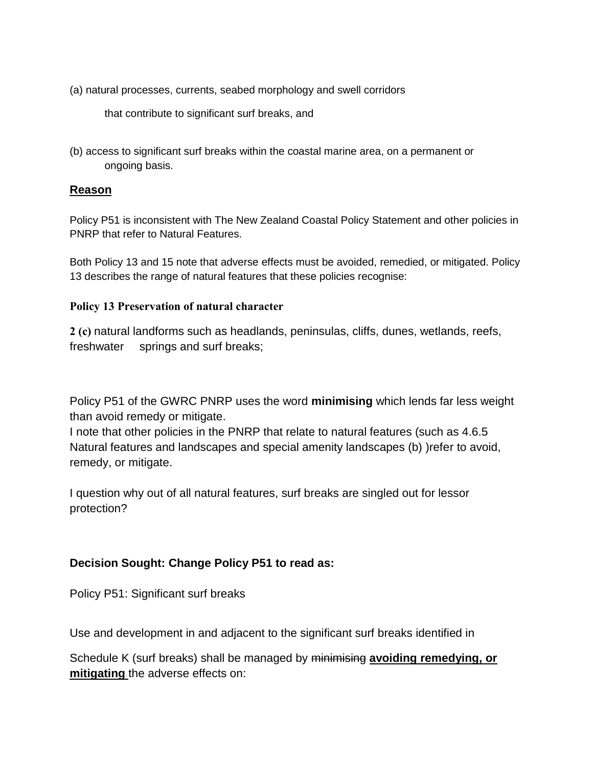(a) natural processes, currents, seabed morphology and swell corridors

that contribute to significant surf breaks, and

(b) access to significant surf breaks within the coastal marine area, on a permanent or ongoing basis.

## **Reason**

Policy P51 is inconsistent with The New Zealand Coastal Policy Statement and other policies in PNRP that refer to Natural Features.

Both Policy 13 and 15 note that adverse effects must be avoided, remedied, or mitigated. Policy 13 describes the range of natural features that these policies recognise:

**Policy 13 Preservation of natural character**

**2 (c)** natural landforms such as headlands, peninsulas, cliffs, dunes, wetlands, reefs, freshwater springs and surf breaks;

Policy P51 of the GWRC PNRP uses the word **minimising** which lends far less weight than avoid remedy or mitigate.
I note that other policies in the PNRP that relate to natural features (such as 4.6.5 Natural features and landscapes and special amenity landscapes (b) )refer to avoid, remedy, or mitigate.

I question why out of all natural features, surf breaks are singled out for lessor protection?

**Decision Sought: Change Policy P51 to read as:**

Policy P51: Significant surf breaks

Use and development in and adjacent to the significant surf breaks identified in

Schedule K (surf breaks) shall be managed by ~~minimising~~ **avoiding remedying, or mitigating** the adverse effects on: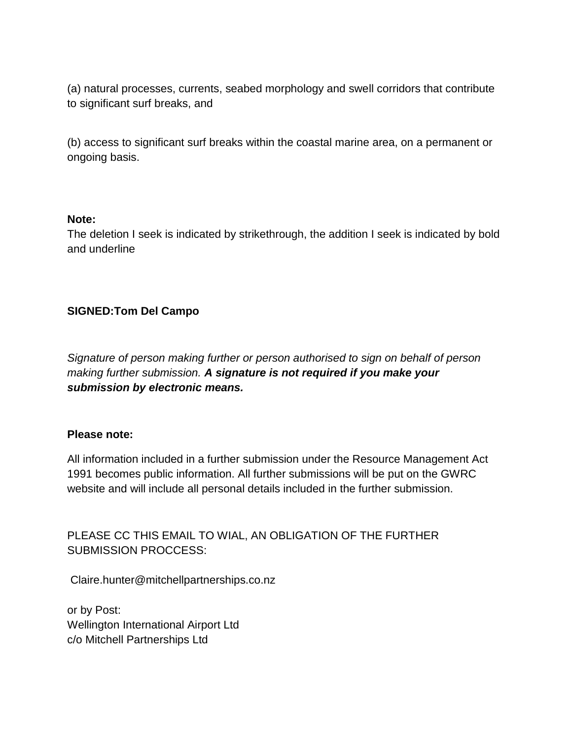(a) natural processes, currents, seabed morphology and swell corridors that contribute to significant surf breaks, and

(b) access to significant surf breaks within the coastal marine area, on a permanent or ongoing basis.

**Note:**
The deletion I seek is indicated by strikethrough, the addition I seek is indicated by bold and underline

**SIGNED:Tom Del Campo**

*Signature of person making further or person authorised to sign on behalf of person making further submission.* ***A signature is not required if you make your submission by electronic means.***

**Please note:**

All information included in a further submission under the Resource Management Act 1991 becomes public information. All further submissions will be put on the GWRC website and will include all personal details included in the further submission.

PLEASE CC THIS EMAIL TO WIAL, AN OBLIGATION OF THE FURTHER SUBMISSION PROCCESS:

Claire.hunter@mitchellpartnerships.co.nz

or by Post:
Wellington International Airport Ltd
c/o Mitchell Partnerships Ltd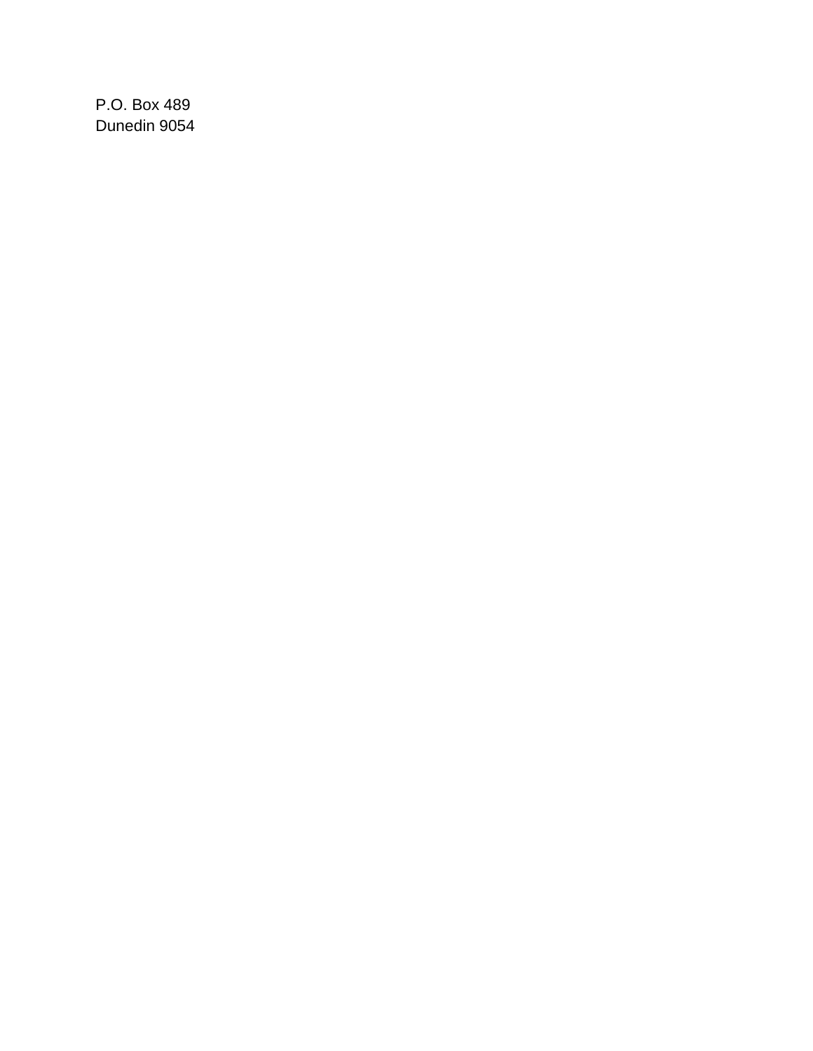P.O. Box 489
Dunedin 9054